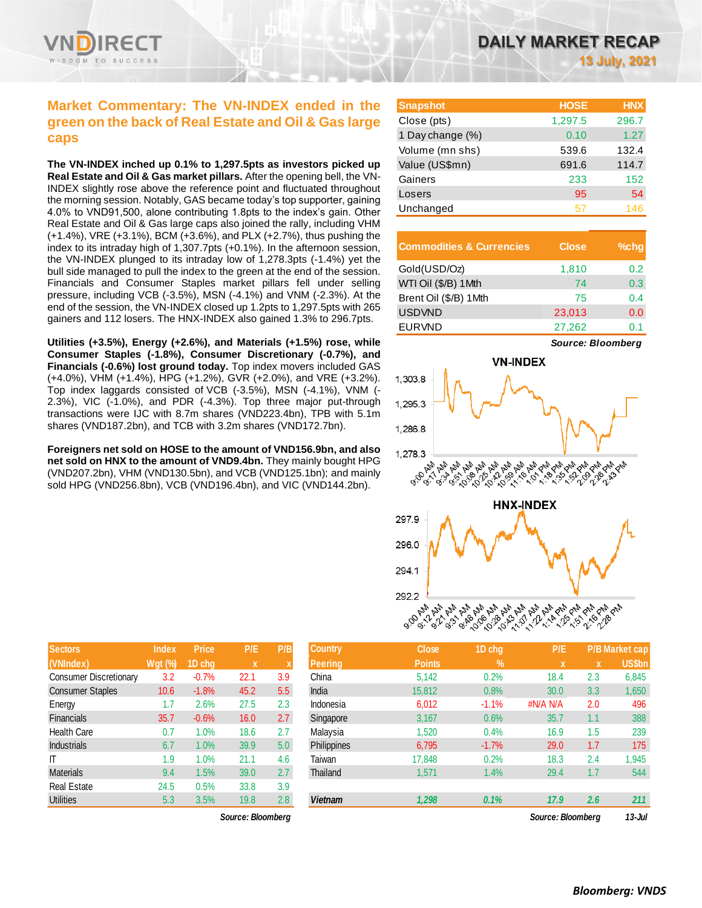# DAILY MARKET RECAP

**13 July, 2021**

## Market Commentary: The VN-INDEX ended in the green on the back of Real Estate and Oil & Gas large caps

**The VN-INDEX inched up 0.1% to 1,297.5pts as investors picked up Real Estate and Oil & Gas market pillars.** After the opening bell, the VN-INDEX slightly rose above the reference point and fluctuated throughout the morning session. Notably, GAS became today's top supporter, gaining 4.0% to VND91,500, alone contributing 1.8pts to the index's gain. Other Real Estate and Oil & Gas large caps also joined the rally, including VHM (+1.4%), VRE (+3.1%), BCM (+3.6%), and PLX (+2.7%), thus pushing the index to its intraday high of 1,307.7pts (+0.1%). In the afternoon session, the VN-INDEX plunged to its intraday low of 1,278.3pts (-1.4%) yet the bull side managed to pull the index to the green at the end of the session. Financials and Consumer Staples market pillars fell under selling pressure, including VCB (-3.5%), MSN (-4.1%) and VNM (-2.3%). At the end of the session, the VN-INDEX closed up 1.2pts to 1,297.5pts with 265 gainers and 112 losers. The HNX-INDEX also gained 1.3% to 296.7pts.

**Utilities (+3.5%), Energy (+2.6%), and Materials (+1.5%) rose, while Consumer Staples (-1.8%), Consumer Discretionary (-0.7%), and Financials (-0.6%) lost ground today.** Top index movers included GAS (+4.0%), VHM (+1.4%), HPG (+1.2%), GVR (+2.0%), and VRE (+3.2%). Top index laggards consisted of VCB (-3.5%), MSN (-4.1%), VNM (-2.3%), VIC (-1.0%), and PDR (-4.3%). Top three major put-through transactions were IJC with 8.7m shares (VND223.4bn), TPB with 5.1m shares (VND187.2bn), and TCB with 3.2m shares (VND172.7bn).

**Foreigners net sold on HOSE to the amount of VND156.9bn, and also net sold on HNX to the amount of VND9.4bn.** They mainly bought HPG (VND207.2bn), VHM (VND130.5bn), and VCB (VND125.1bn); and mainly sold HPG (VND256.8bn), VCB (VND196.4bn), and VIC (VND144.2bn).

| Snapshot | HOSE | HNX |
|---|---|---|
| Close (pts) | 1,297.5 | 296.7 |
| 1 Day change (%) | 0.10 | 1.27 |
| Volume (mn shs) | 539.6 | 132.4 |
| Value (US$mn) | 691.6 | 114.7 |
| Gainers | 233 | 152 |
| Losers | 95 | 54 |
| Unchanged | 57 | 146 |

| Commodities & Currencies | Close | %chg |
|---|---|---|
| Gold(USD/Oz) | 1,810 | 0.2 |
| WTI Oil ($/B) 1Mth | 74 | 0.3 |
| Brent Oil ($/B) 1Mth | 75 | 0.4 |
| USDVND | 23,013 | 0.0 |
| EURVND | 27,262 | 0.1 |

*Source: Bloomberg*

| Sectors (VNIndex) | Index Wgt (%) | Price 1D chg | P/E x | P/B x |
|---|---|---|---|---|
| Consumer Discretionary | 3.2 | -0.7% | 22.1 | 3.9 |
| Consumer Staples | 10.6 | -1.8% | 45.2 | 5.5 |
| Energy | 1.7 | 2.6% | 27.5 | 2.3 |
| Financials | 35.7 | -0.6% | 16.0 | 2.7 |
| Health Care | 0.7 | 1.0% | 18.6 | 2.7 |
| Industrials | 6.7 | 1.0% | 39.9 | 5.0 |
| IT | 1.9 | 1.0% | 21.1 | 4.6 |
| Materials | 9.4 | 1.5% | 39.0 | 2.7 |
| Real Estate | 24.5 | 0.5% | 33.8 | 3.9 |
| Utilities | 5.3 | 3.5% | 19.8 | 2.8 |

*Source: Bloomberg*

| Country Peering | Close Points | 1D chg % | P/E x | P/B x | Market cap US$bn |
|---|---|---|---|---|---|
| China | 5,142 | 0.2% | 18.4 | 2.3 | 6,845 |
| India | 15,812 | 0.8% | 30.0 | 3.3 | 1,650 |
| Indonesia | 6,012 | -1.1% | #N/A N/A | 2.0 | 496 |
| Singapore | 3,167 | 0.6% | 35.7 | 1.1 | 388 |
| Malaysia | 1,520 | 0.4% | 16.9 | 1.5 | 239 |
| Philippines | 6,795 | -1.7% | 29.0 | 1.7 | 175 |
| Taiwan | 17,848 | 0.2% | 18.3 | 2.4 | 1,945 |
| Thailand | 1,571 | 1.4% | 29.4 | 1.7 | 544 |
| **Vietnam** | **1,298** | **0.1%** | **17.9** | **2.6** | **211** |

*Source: Bloomberg* 13-Jul

**Bloomberg: VNDS**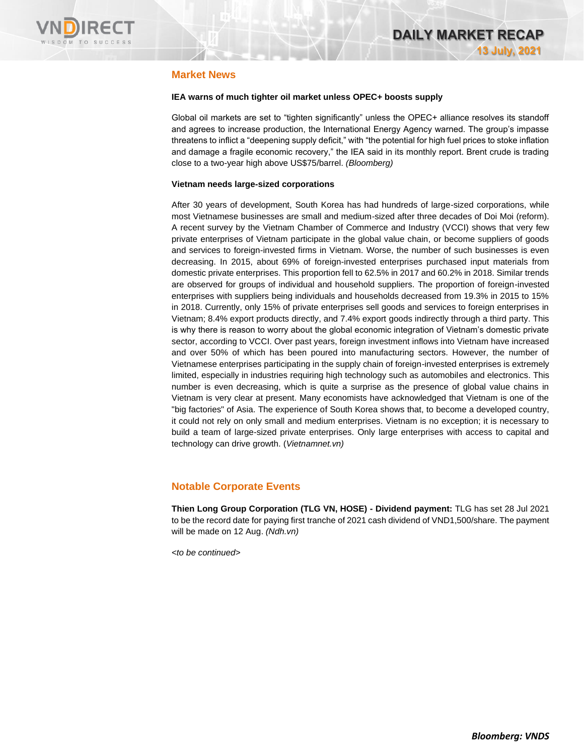## Market News

**IEA warns of much tighter oil market unless OPEC+ boosts supply**

Global oil markets are set to "tighten significantly" unless the OPEC+ alliance resolves its standoff and agrees to increase production, the International Energy Agency warned. The group's impasse threatens to inflict a "deepening supply deficit," with "the potential for high fuel prices to stoke inflation and damage a fragile economic recovery," the IEA said in its monthly report. Brent crude is trading close to a two-year high above US$75/barrel. *(Bloomberg)*

**Vietnam needs large-sized corporations**

After 30 years of development, South Korea has had hundreds of large-sized corporations, while most Vietnamese businesses are small and medium-sized after three decades of Doi Moi (reform). A recent survey by the Vietnam Chamber of Commerce and Industry (VCCI) shows that very few private enterprises of Vietnam participate in the global value chain, or become suppliers of goods and services to foreign-invested firms in Vietnam. Worse, the number of such businesses is even decreasing. In 2015, about 69% of foreign-invested enterprises purchased input materials from domestic private enterprises. This proportion fell to 62.5% in 2017 and 60.2% in 2018. Similar trends are observed for groups of individual and household suppliers. The proportion of foreign-invested enterprises with suppliers being individuals and households decreased from 19.3% in 2015 to 15% in 2018. Currently, only 15% of private enterprises sell goods and services to foreign enterprises in Vietnam; 8.4% export products directly, and 7.4% export goods indirectly through a third party. This is why there is reason to worry about the global economic integration of Vietnam's domestic private sector, according to VCCI. Over past years, foreign investment inflows into Vietnam have increased and over 50% of which has been poured into manufacturing sectors. However, the number of Vietnamese enterprises participating in the supply chain of foreign-invested enterprises is extremely limited, especially in industries requiring high technology such as automobiles and electronics. This number is even decreasing, which is quite a surprise as the presence of global value chains in Vietnam is very clear at present. Many economists have acknowledged that Vietnam is one of the "big factories" of Asia. The experience of South Korea shows that, to become a developed country, it could not rely on only small and medium enterprises. Vietnam is no exception; it is necessary to build a team of large-sized private enterprises. Only large enterprises with access to capital and technology can drive growth. (*Vietnamnet.vn)*

## Notable Corporate Events

**Thien Long Group Corporation (TLG VN, HOSE) - Dividend payment:** TLG has set 28 Jul 2021 to be the record date for paying first tranche of 2021 cash dividend of VND1,500/share. The payment will be made on 12 Aug. *(Ndh.vn)*

*<to be continued>*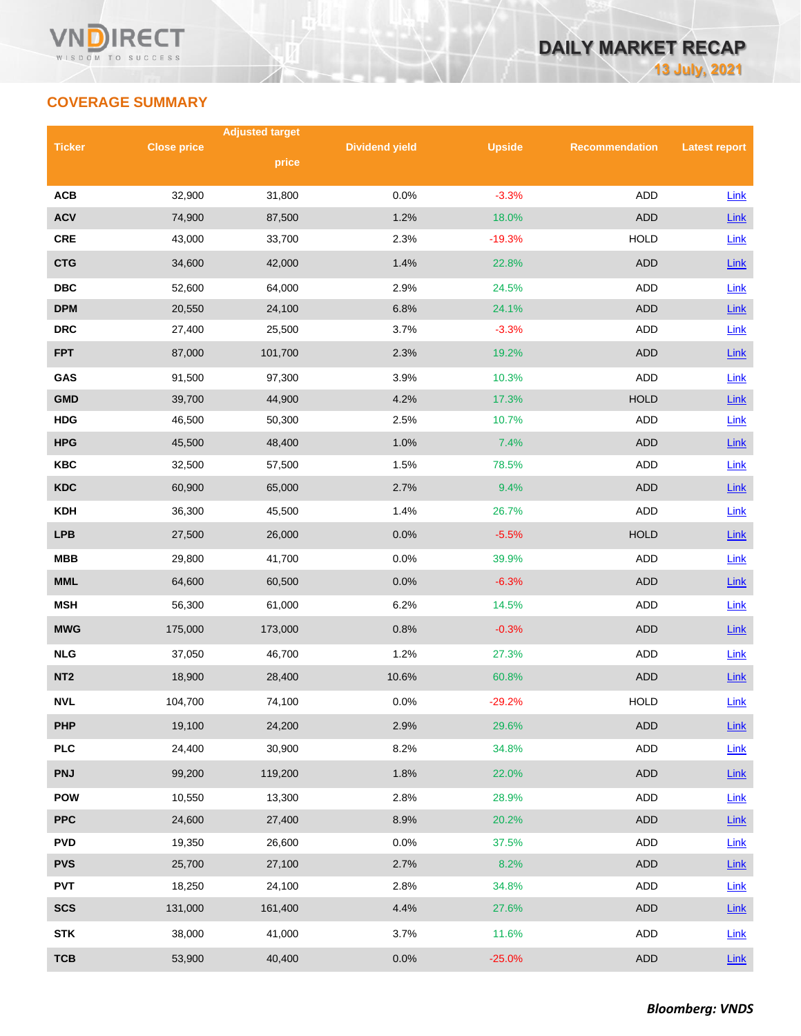## COVERAGE SUMMARY

| Ticker | Close price | Adjusted target price | Dividend yield | Upside | Recommendation | Latest report |
|---|---|---|---|---|---|---|
| ACB | 32,900 | 31,800 | 0.0% | -3.3% | ADD | Link |
| ACV | 74,900 | 87,500 | 1.2% | 18.0% | ADD | Link |
| CRE | 43,000 | 33,700 | 2.3% | -19.3% | HOLD | Link |
| CTG | 34,600 | 42,000 | 1.4% | 22.8% | ADD | Link |
| DBC | 52,600 | 64,000 | 2.9% | 24.5% | ADD | Link |
| DPM | 20,550 | 24,100 | 6.8% | 24.1% | ADD | Link |
| DRC | 27,400 | 25,500 | 3.7% | -3.3% | ADD | Link |
| FPT | 87,000 | 101,700 | 2.3% | 19.2% | ADD | Link |
| GAS | 91,500 | 97,300 | 3.9% | 10.3% | ADD | Link |
| GMD | 39,700 | 44,900 | 4.2% | 17.3% | HOLD | Link |
| HDG | 46,500 | 50,300 | 2.5% | 10.7% | ADD | Link |
| HPG | 45,500 | 48,400 | 1.0% | 7.4% | ADD | Link |
| KBC | 32,500 | 57,500 | 1.5% | 78.5% | ADD | Link |
| KDC | 60,900 | 65,000 | 2.7% | 9.4% | ADD | Link |
| KDH | 36,300 | 45,500 | 1.4% | 26.7% | ADD | Link |
| LPB | 27,500 | 26,000 | 0.0% | -5.5% | HOLD | Link |
| MBB | 29,800 | 41,700 | 0.0% | 39.9% | ADD | Link |
| MML | 64,600 | 60,500 | 0.0% | -6.3% | ADD | Link |
| MSH | 56,300 | 61,000 | 6.2% | 14.5% | ADD | Link |
| MWG | 175,000 | 173,000 | 0.8% | -0.3% | ADD | Link |
| NLG | 37,050 | 46,700 | 1.2% | 27.3% | ADD | Link |
| NT2 | 18,900 | 28,400 | 10.6% | 60.8% | ADD | Link |
| NVL | 104,700 | 74,100 | 0.0% | -29.2% | HOLD | Link |
| PHP | 19,100 | 24,200 | 2.9% | 29.6% | ADD | Link |
| PLC | 24,400 | 30,900 | 8.2% | 34.8% | ADD | Link |
| PNJ | 99,200 | 119,200 | 1.8% | 22.0% | ADD | Link |
| POW | 10,550 | 13,300 | 2.8% | 28.9% | ADD | Link |
| PPC | 24,600 | 27,400 | 8.9% | 20.2% | ADD | Link |
| PVD | 19,350 | 26,600 | 0.0% | 37.5% | ADD | Link |
| PVS | 25,700 | 27,100 | 2.7% | 8.2% | ADD | Link |
| PVT | 18,250 | 24,100 | 2.8% | 34.8% | ADD | Link |
| SCS | 131,000 | 161,400 | 4.4% | 27.6% | ADD | Link |
| STK | 38,000 | 41,000 | 3.7% | 11.6% | ADD | Link |
| TCB | 53,900 | 40,400 | 0.0% | -25.0% | ADD | Link |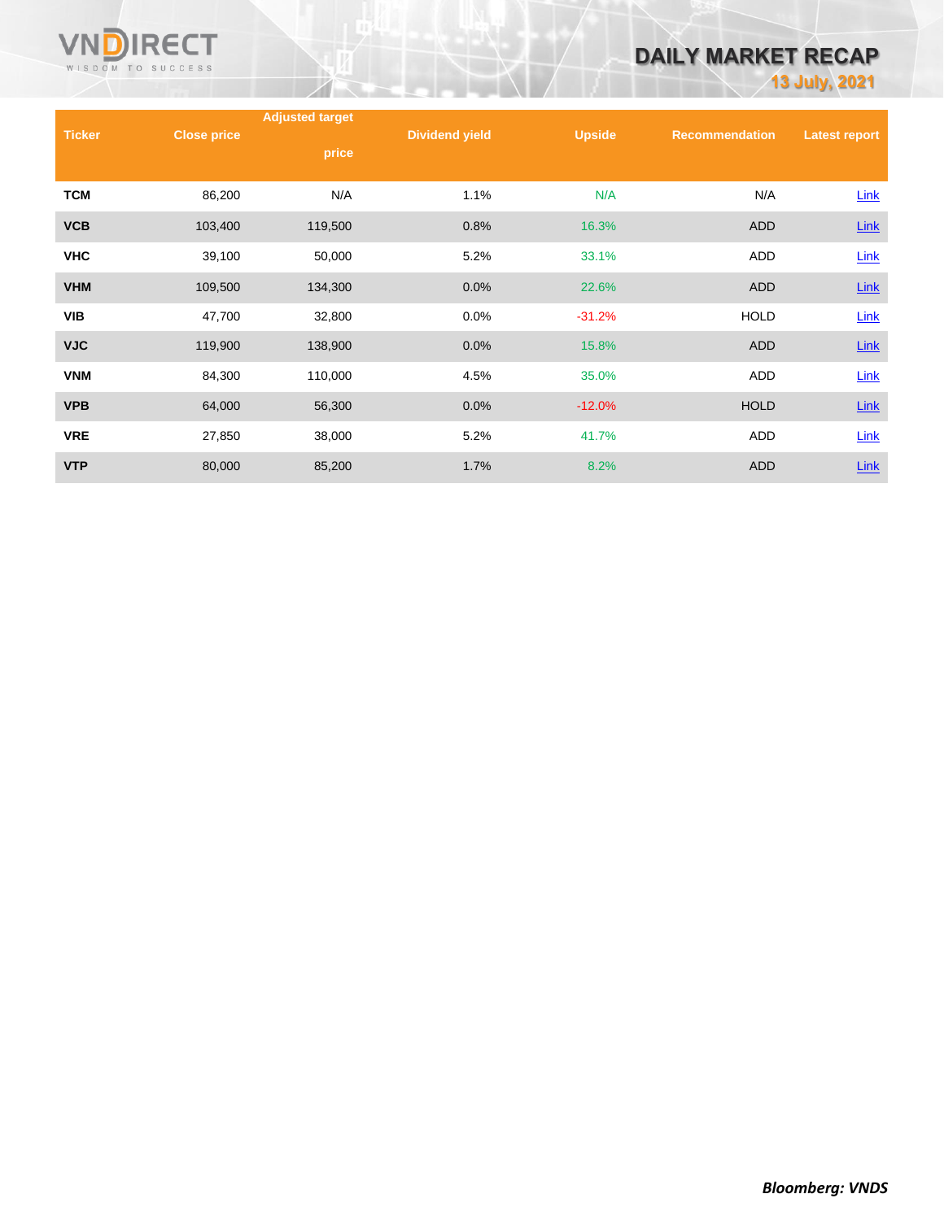| Ticker | Close price | Adjusted target price | Dividend yield | Upside | Recommendation | Latest report |
|---|---|---|---|---|---|---|
| TCM | 86,200 | N/A | 1.1% | N/A | N/A | Link |
| VCB | 103,400 | 119,500 | 0.8% | 16.3% | ADD | Link |
| VHC | 39,100 | 50,000 | 5.2% | 33.1% | ADD | Link |
| VHM | 109,500 | 134,300 | 0.0% | 22.6% | ADD | Link |
| VIB | 47,700 | 32,800 | 0.0% | -31.2% | HOLD | Link |
| VJC | 119,900 | 138,900 | 0.0% | 15.8% | ADD | Link |
| VNM | 84,300 | 110,000 | 4.5% | 35.0% | ADD | Link |
| VPB | 64,000 | 56,300 | 0.0% | -12.0% | HOLD | Link |
| VRE | 27,850 | 38,000 | 5.2% | 41.7% | ADD | Link |
| VTP | 80,000 | 85,200 | 1.7% | 8.2% | ADD | Link |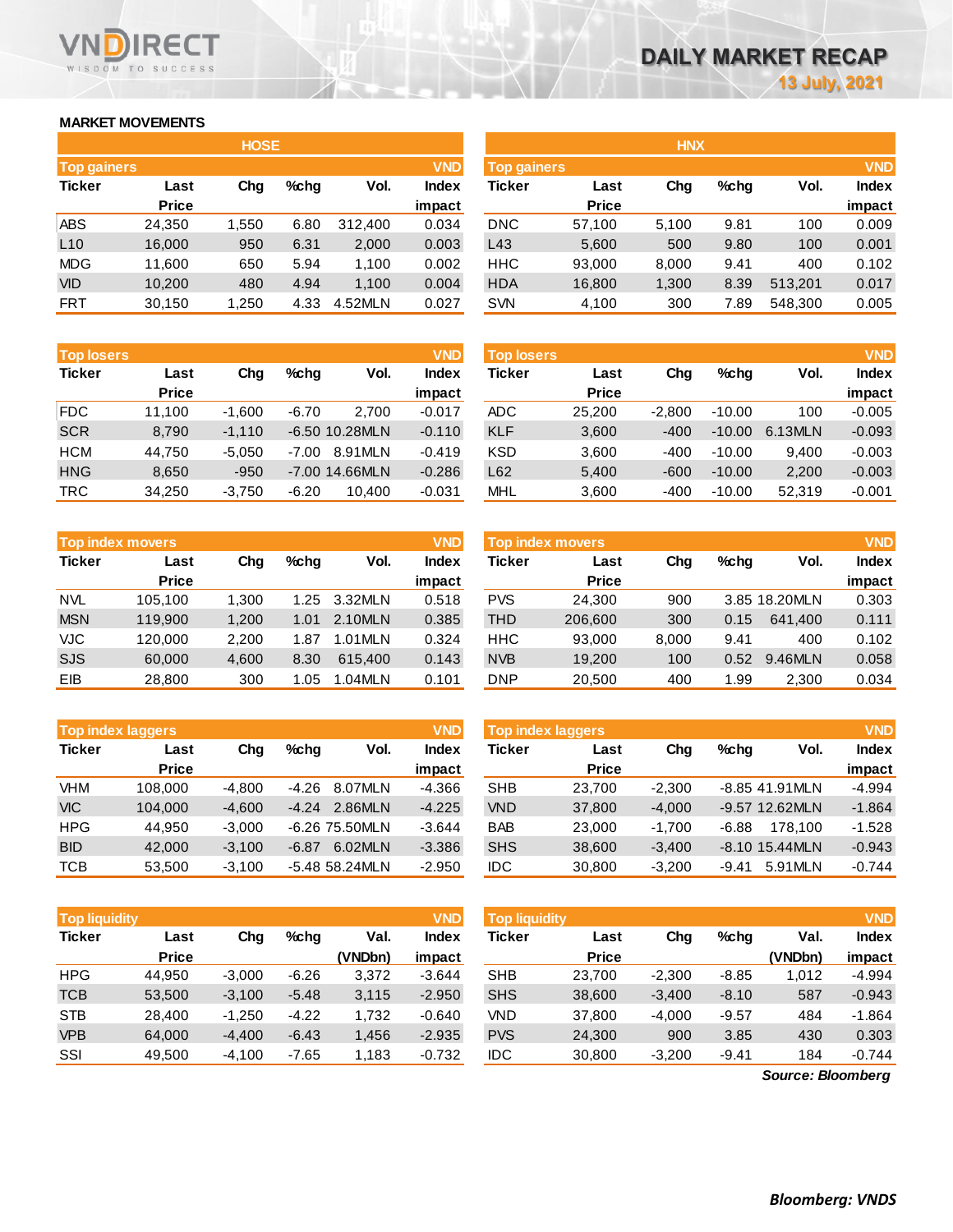# DAILY MARKET RECAP

13 July, 2021

## MARKET MOVEMENTS

### HOSE

**Top gainers** (VND)

| Ticker | Last Price | Chg | %chg | Vol. | Index impact |
|---|---|---|---|---|---|
| ABS | 24,350 | 1,550 | 6.80 | 312,400 | 0.034 |
| L10 | 16,000 | 950 | 6.31 | 2,000 | 0.003 |
| MDG | 11,600 | 650 | 5.94 | 1,100 | 0.002 |
| VID | 10,200 | 480 | 4.94 | 1,100 | 0.004 |
| FRT | 30,150 | 1,250 | 4.33 | 4.52MLN | 0.027 |

**Top losers** (VND)

| Ticker | Last Price | Chg | %chg | Vol. | Index impact |
|---|---|---|---|---|---|
| FDC | 11,100 | -1,600 | -6.70 | 2,700 | -0.017 |
| SCR | 8,790 | -1,110 | -6.50 | 10.28MLN | -0.110 |
| HCM | 44,750 | -5,050 | -7.00 | 8.91MLN | -0.419 |
| HNG | 8,650 | -950 | -7.00 | 14.66MLN | -0.286 |
| TRC | 34,250 | -3,750 | -6.20 | 10,400 | -0.031 |

**Top index movers** (VND)

| Ticker | Last Price | Chg | %chg | Vol. | Index impact |
|---|---|---|---|---|---|
| NVL | 105,100 | 1,300 | 1.25 | 3.32MLN | 0.518 |
| MSN | 119,900 | 1,200 | 1.01 | 2.10MLN | 0.385 |
| VJC | 120,000 | 2,200 | 1.87 | 1.01MLN | 0.324 |
| SJS | 60,000 | 4,600 | 8.30 | 615,400 | 0.143 |
| EIB | 28,800 | 300 | 1.05 | 1.04MLN | 0.101 |

**Top index laggers** (VND)

| Ticker | Last Price | Chg | %chg | Vol. | Index impact |
|---|---|---|---|---|---|
| VHM | 108,000 | -4,800 | -4.26 | 8.07MLN | -4.366 |
| VIC | 104,000 | -4,600 | -4.24 | 2.86MLN | -4.225 |
| HPG | 44,950 | -3,000 | -6.26 | 75.50MLN | -3.644 |
| BID | 42,000 | -3,100 | -6.87 | 6.02MLN | -3.386 |
| TCB | 53,500 | -3,100 | -5.48 | 58.24MLN | -2.950 |

**Top liquidity** (VND)

| Ticker | Last Price | Chg | %chg | Val. (VNDbn) | Index impact |
|---|---|---|---|---|---|
| HPG | 44,950 | -3,000 | -6.26 | 3,372 | -3.644 |
| TCB | 53,500 | -3,100 | -5.48 | 3,115 | -2.950 |
| STB | 28,400 | -1,250 | -4.22 | 1,732 | -0.640 |
| VPB | 64,000 | -4,400 | -6.43 | 1,456 | -2.935 |
| SSI | 49,500 | -4,100 | -7.65 | 1,183 | -0.732 |

### HNX

**Top gainers** (VND)

| Ticker | Last Price | Chg | %chg | Vol. | Index impact |
|---|---|---|---|---|---|
| DNC | 57,100 | 5,100 | 9.81 | 100 | 0.009 |
| L43 | 5,600 | 500 | 9.80 | 100 | 0.001 |
| HHC | 93,000 | 8,000 | 9.41 | 400 | 0.102 |
| HDA | 16,800 | 1,300 | 8.39 | 513,201 | 0.017 |
| SVN | 4,100 | 300 | 7.89 | 548,300 | 0.005 |

**Top losers** (VND)

| Ticker | Last Price | Chg | %chg | Vol. | Index impact |
|---|---|---|---|---|---|
| ADC | 25,200 | -2,800 | -10.00 | 100 | -0.005 |
| KLF | 3,600 | -400 | -10.00 | 6.13MLN | -0.093 |
| KSD | 3,600 | -400 | -10.00 | 9,400 | -0.003 |
| L62 | 5,400 | -600 | -10.00 | 2,200 | -0.003 |
| MHL | 3,600 | -400 | -10.00 | 52,319 | -0.001 |

**Top index movers** (VND)

| Ticker | Last Price | Chg | %chg | Vol. | Index impact |
|---|---|---|---|---|---|
| PVS | 24,300 | 900 | 3.85 | 18.20MLN | 0.303 |
| THD | 206,600 | 300 | 0.15 | 641,400 | 0.111 |
| HHC | 93,000 | 8,000 | 9.41 | 400 | 0.102 |
| NVB | 19,200 | 100 | 0.52 | 9.46MLN | 0.058 |
| DNP | 20,500 | 400 | 1.99 | 2,300 | 0.034 |

**Top index laggers** (VND)

| Ticker | Last Price | Chg | %chg | Vol. | Index impact |
|---|---|---|---|---|---|
| SHB | 23,700 | -2,300 | -8.85 | 41.91MLN | -4.994 |
| VND | 37,800 | -4,000 | -9.57 | 12.62MLN | -1.864 |
| BAB | 23,000 | -1,700 | -6.88 | 178,100 | -1.528 |
| SHS | 38,600 | -3,400 | -8.10 | 15.44MLN | -0.943 |
| IDC | 30,800 | -3,200 | -9.41 | 5.91MLN | -0.744 |

**Top liquidity** (VND)

| Ticker | Last Price | Chg | %chg | Val. (VNDbn) | Index impact |
|---|---|---|---|---|---|
| SHB | 23,700 | -2,300 | -8.85 | 1,012 | -4.994 |
| SHS | 38,600 | -3,400 | -8.10 | 587 | -0.943 |
| VND | 37,800 | -4,000 | -9.57 | 484 | -1.864 |
| PVS | 24,300 | 900 | 3.85 | 430 | 0.303 |
| IDC | 30,800 | -3,200 | -9.41 | 184 | -0.744 |

*Source: Bloomberg*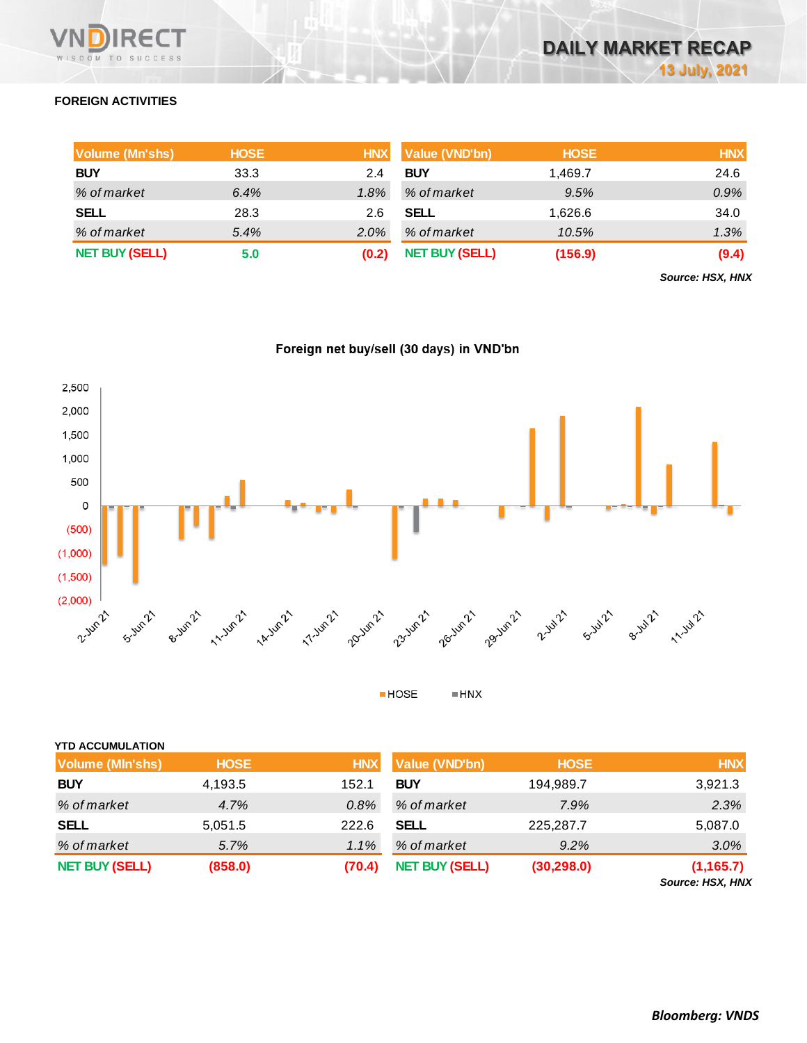## FOREIGN ACTIVITIES

| Volume (Mn'shs) | HOSE | HNX |
|---|---|---|
| **BUY** | 33.3 | 2.4 |
| *% of market* | *6.4%* | *1.8%* |
| **SELL** | 28.3 | 2.6 |
| *% of market* | *5.4%* | *2.0%* |
| **NET BUY (SELL)** | **5.0** | **(0.2)** |

| Value (VND'bn) | HOSE | HNX |
|---|---|---|
| **BUY** | 1,469.7 | 24.6 |
| *% of market* | *9.5%* | *0.9%* |
| **SELL** | 1,626.6 | 34.0 |
| *% of market* | *10.5%* | *1.3%* |
| **NET BUY (SELL)** | **(156.9)** | **(9.4)** |

***Source: HSX, HNX***

**Foreign net buy/sell (30 days) in VND'bn**

HOSE HNX

### YTD ACCUMULATION

| Volume (Mln'shs) | HOSE | HNX |
|---|---|---|
| **BUY** | 4,193.5 | 152.1 |
| *% of market* | *4.7%* | *0.8%* |
| **SELL** | 5,051.5 | 222.6 |
| *% of market* | *5.7%* | *1.1%* |
| **NET BUY (SELL)** | **(858.0)** | **(70.4)** |

| Value (VND'bn) | HOSE | HNX |
|---|---|---|
| **BUY** | 194,989.7 | 3,921.3 |
| *% of market* | *7.9%* | *2.3%* |
| **SELL** | 225,287.7 | 5,087.0 |
| *% of market* | *9.2%* | *3.0%* |
| **NET BUY (SELL)** | **(30,298.0)** | **(1,165.7)** |

***Source: HSX, HNX***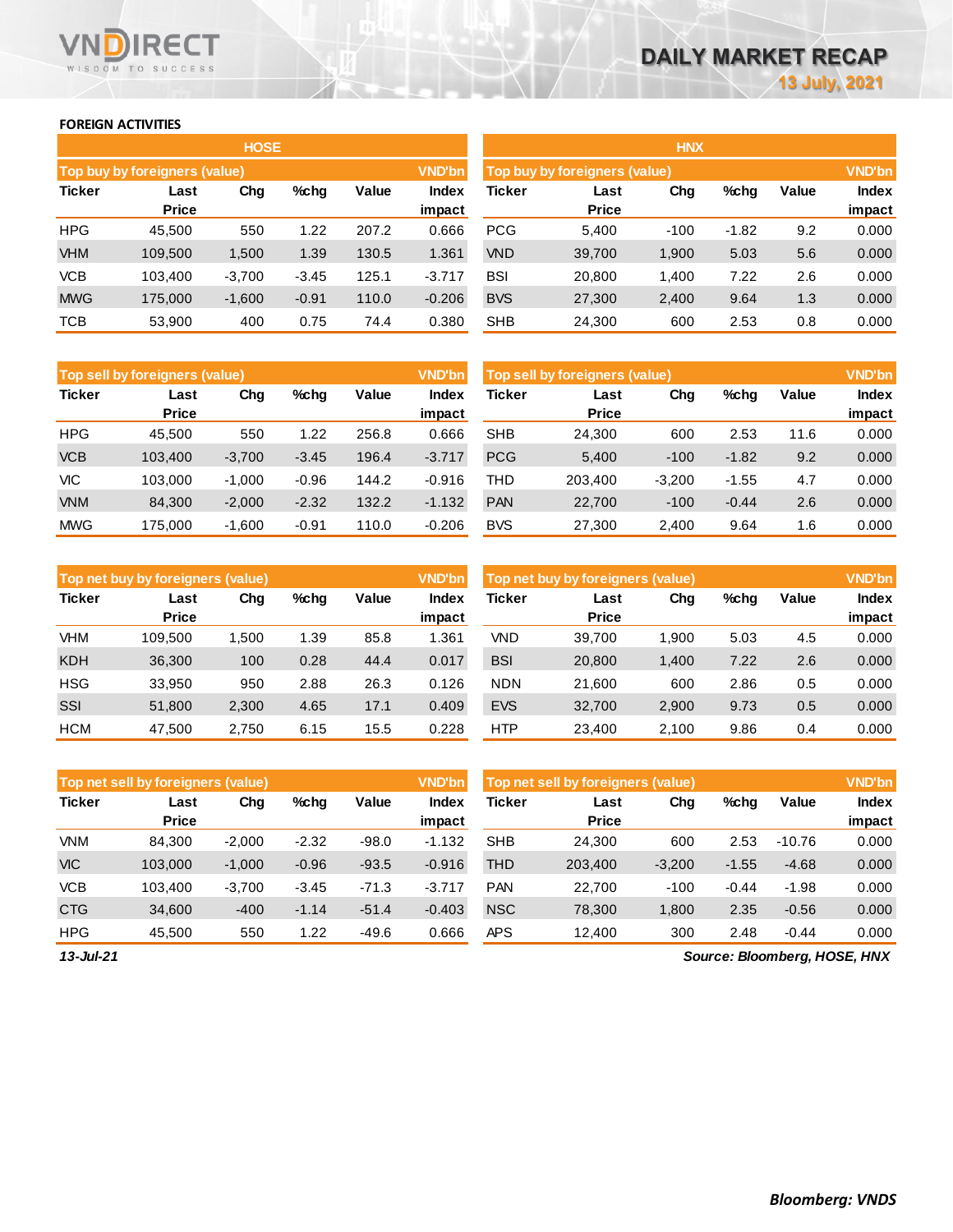## FOREIGN ACTIVITIES

### HOSE

| Top buy by foreigners (value) | | | | | VND'bn |
|---|---|---|---|---|---|
| Ticker | Last Price | Chg | %chg | Value | Index impact |
| HPG | 45,500 | 550 | 1.22 | 207.2 | 0.666 |
| VHM | 109,500 | 1,500 | 1.39 | 130.5 | 1.361 |
| VCB | 103,400 | -3,700 | -3.45 | 125.1 | -3.717 |
| MWG | 175,000 | -1,600 | -0.91 | 110.0 | -0.206 |
| TCB | 53,900 | 400 | 0.75 | 74.4 | 0.380 |

| Top sell by foreigners (value) | | | | | VND'bn |
|---|---|---|---|---|---|
| Ticker | Last Price | Chg | %chg | Value | Index impact |
| HPG | 45,500 | 550 | 1.22 | 256.8 | 0.666 |
| VCB | 103,400 | -3,700 | -3.45 | 196.4 | -3.717 |
| VIC | 103,000 | -1,000 | -0.96 | 144.2 | -0.916 |
| VNM | 84,300 | -2,000 | -2.32 | 132.2 | -1.132 |
| MWG | 175,000 | -1,600 | -0.91 | 110.0 | -0.206 |

| Top net buy by foreigners (value) | | | | | VND'bn |
|---|---|---|---|---|---|
| Ticker | Last Price | Chg | %chg | Value | Index impact |
| VHM | 109,500 | 1,500 | 1.39 | 85.8 | 1.361 |
| KDH | 36,300 | 100 | 0.28 | 44.4 | 0.017 |
| HSG | 33,950 | 950 | 2.88 | 26.3 | 0.126 |
| SSI | 51,800 | 2,300 | 4.65 | 17.1 | 0.409 |
| HCM | 47,500 | 2,750 | 6.15 | 15.5 | 0.228 |

| Top net sell by foreigners (value) | | | | | VND'bn |
|---|---|---|---|---|---|
| Ticker | Last Price | Chg | %chg | Value | Index impact |
| VNM | 84,300 | -2,000 | -2.32 | -98.0 | -1.132 |
| VIC | 103,000 | -1,000 | -0.96 | -93.5 | -0.916 |
| VCB | 103,400 | -3,700 | -3.45 | -71.3 | -3.717 |
| CTG | 34,600 | -400 | -1.14 | -51.4 | -0.403 |
| HPG | 45,500 | 550 | 1.22 | -49.6 | 0.666 |

### HNX

| Top buy by foreigners (value) | | | | | VND'bn |
|---|---|---|---|---|---|
| Ticker | Last Price | Chg | %chg | Value | Index impact |
| PCG | 5,400 | -100 | -1.82 | 9.2 | 0.000 |
| VND | 39,700 | 1,900 | 5.03 | 5.6 | 0.000 |
| BSI | 20,800 | 1,400 | 7.22 | 2.6 | 0.000 |
| BVS | 27,300 | 2,400 | 9.64 | 1.3 | 0.000 |
| SHB | 24,300 | 600 | 2.53 | 0.8 | 0.000 |

| Top sell by foreigners (value) | | | | | VND'bn |
|---|---|---|---|---|---|
| Ticker | Last Price | Chg | %chg | Value | Index impact |
| SHB | 24,300 | 600 | 2.53 | 11.6 | 0.000 |
| PCG | 5,400 | -100 | -1.82 | 9.2 | 0.000 |
| THD | 203,400 | -3,200 | -1.55 | 4.7 | 0.000 |
| PAN | 22,700 | -100 | -0.44 | 2.6 | 0.000 |
| BVS | 27,300 | 2,400 | 9.64 | 1.6 | 0.000 |

| Top net buy by foreigners (value) | | | | | VND'bn |
|---|---|---|---|---|---|
| Ticker | Last Price | Chg | %chg | Value | Index impact |
| VND | 39,700 | 1,900 | 5.03 | 4.5 | 0.000 |
| BSI | 20,800 | 1,400 | 7.22 | 2.6 | 0.000 |
| NDN | 21,600 | 600 | 2.86 | 0.5 | 0.000 |
| EVS | 32,700 | 2,900 | 9.73 | 0.5 | 0.000 |
| HTP | 23,400 | 2,100 | 9.86 | 0.4 | 0.000 |

| Top net sell by foreigners (value) | | | | | VND'bn |
|---|---|---|---|---|---|
| Ticker | Last Price | Chg | %chg | Value | Index impact |
| SHB | 24,300 | 600 | 2.53 | -10.76 | 0.000 |
| THD | 203,400 | -3,200 | -1.55 | -4.68 | 0.000 |
| PAN | 22,700 | -100 | -0.44 | -1.98 | 0.000 |
| NSC | 78,300 | 1,800 | 2.35 | -0.56 | 0.000 |
| APS | 12,400 | 300 | 2.48 | -0.44 | 0.000 |

*13-Jul-21*

*Source: Bloomberg, HOSE, HNX*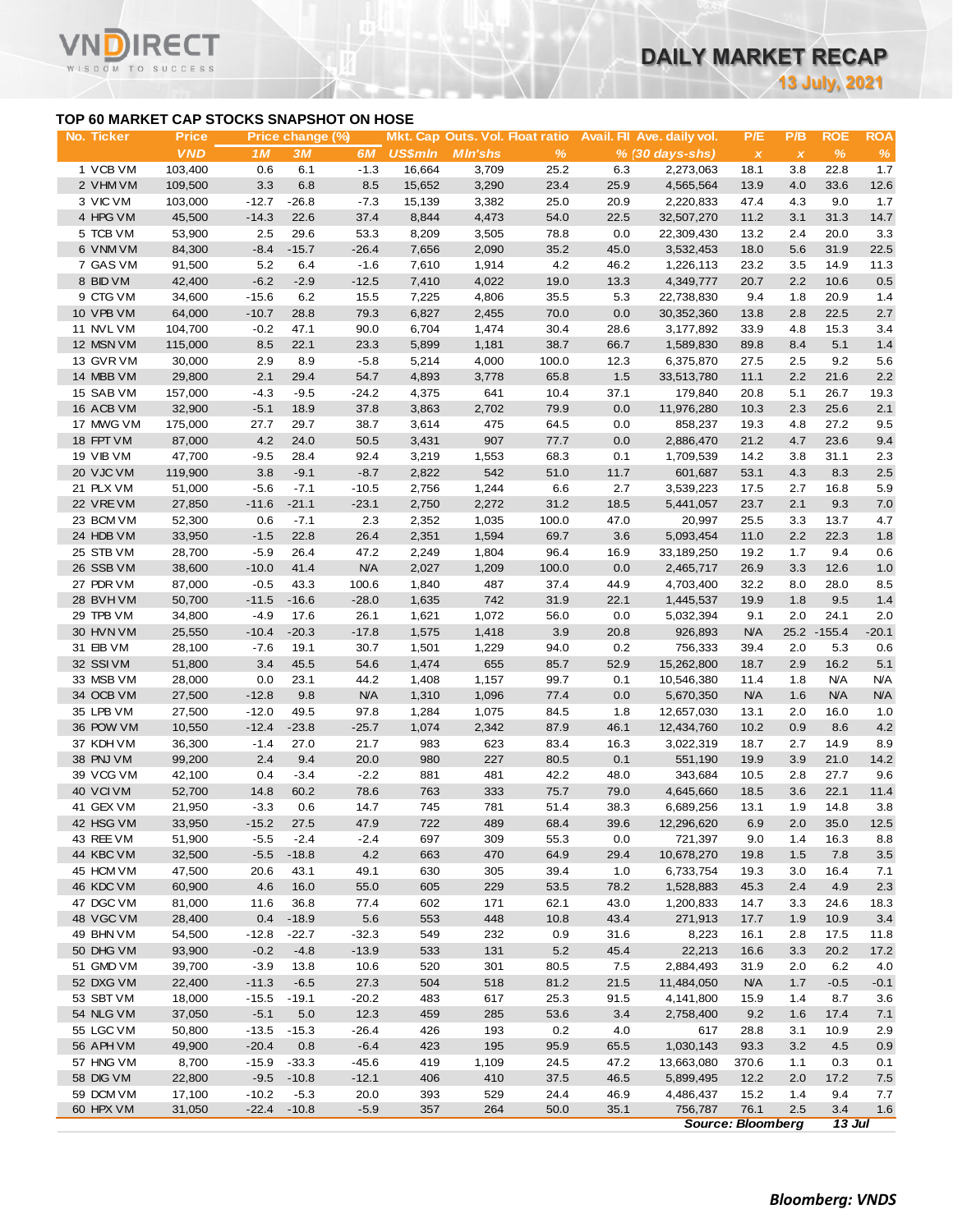## TOP 60 MARKET CAP STOCKS SNAPSHOT ON HOSE

| No. | Ticker | Price | Price change (%) | | | Mkt. Cap | Outs. Vol. | Float ratio | Avail. FII | Ave. daily vol. | P/E | P/B | ROE | ROA |
|---|---|---|---|---|---|---|---|---|---|---|---|---|---|---|
| | | VND | 1M | 3M | 6M | US$mln | Mln'shs | % | % | (30 days-shs) | x | x | % | % |
| 1 | VCB VM | 103,400 | 0.6 | 6.1 | -1.3 | 16,664 | 3,709 | 25.2 | 6.3 | 2,273,063 | 18.1 | 3.8 | 22.8 | 1.7 |
| 2 | VHM VM | 109,500 | 3.3 | 6.8 | 8.5 | 15,652 | 3,290 | 23.4 | 25.9 | 4,565,564 | 13.9 | 4.0 | 33.6 | 12.6 |
| 3 | VIC VM | 103,000 | -12.7 | -26.8 | -7.3 | 15,139 | 3,382 | 25.0 | 20.9 | 2,220,833 | 47.4 | 4.3 | 9.0 | 1.7 |
| 4 | HPG VM | 45,500 | -14.3 | 22.6 | 37.4 | 8,844 | 4,473 | 54.0 | 22.5 | 32,507,270 | 11.2 | 3.1 | 31.3 | 14.7 |
| 5 | TCB VM | 53,900 | 2.5 | 29.6 | 53.3 | 8,209 | 3,505 | 78.8 | 0.0 | 22,309,430 | 13.2 | 2.4 | 20.0 | 3.3 |
| 6 | VNM VM | 84,300 | -8.4 | -15.7 | -26.4 | 7,656 | 2,090 | 35.2 | 45.0 | 3,532,453 | 18.0 | 5.6 | 31.9 | 22.5 |
| 7 | GAS VM | 91,500 | 5.2 | 6.4 | -1.6 | 7,610 | 1,914 | 4.2 | 46.2 | 1,226,113 | 23.2 | 3.5 | 14.9 | 11.3 |
| 8 | BID VM | 42,400 | -6.2 | -2.9 | -12.5 | 7,410 | 4,022 | 19.0 | 13.3 | 4,349,777 | 20.7 | 2.2 | 10.6 | 0.5 |
| 9 | CTG VM | 34,600 | -15.6 | 6.2 | 15.5 | 7,225 | 4,806 | 35.5 | 5.3 | 22,738,830 | 9.4 | 1.8 | 20.9 | 1.4 |
| 10 | VPB VM | 64,000 | -10.7 | 28.8 | 79.3 | 6,827 | 2,455 | 70.0 | 0.0 | 30,352,360 | 13.8 | 2.8 | 22.5 | 2.7 |
| 11 | NVL VM | 104,700 | -0.2 | 47.1 | 90.0 | 6,704 | 1,474 | 30.4 | 28.6 | 3,177,892 | 33.9 | 4.8 | 15.3 | 3.4 |
| 12 | MSN VM | 115,000 | 8.5 | 22.1 | 23.3 | 5,899 | 1,181 | 38.7 | 66.7 | 1,589,830 | 89.8 | 8.4 | 5.1 | 1.4 |
| 13 | GVR VM | 30,000 | 2.9 | 8.9 | -5.8 | 5,214 | 4,000 | 100.0 | 12.3 | 6,375,870 | 27.5 | 2.5 | 9.2 | 5.6 |
| 14 | MBB VM | 29,800 | 2.1 | 29.4 | 54.7 | 4,893 | 3,778 | 65.8 | 1.5 | 33,513,780 | 11.1 | 2.2 | 21.6 | 2.2 |
| 15 | SAB VM | 157,000 | -4.3 | -9.5 | -24.2 | 4,375 | 641 | 10.4 | 37.1 | 179,840 | 20.8 | 5.1 | 26.7 | 19.3 |
| 16 | ACB VM | 32,900 | -5.1 | 18.9 | 37.8 | 3,863 | 2,702 | 79.9 | 0.0 | 11,976,280 | 10.3 | 2.3 | 25.6 | 2.1 |
| 17 | MWG VM | 175,000 | 27.7 | 29.7 | 38.7 | 3,614 | 475 | 64.5 | 0.0 | 858,237 | 19.3 | 4.8 | 27.2 | 9.5 |
| 18 | FPT VM | 87,000 | 4.2 | 24.0 | 50.5 | 3,431 | 907 | 77.7 | 0.0 | 2,886,470 | 21.2 | 4.7 | 23.6 | 9.4 |
| 19 | VIB VM | 47,700 | -9.5 | 28.4 | 92.4 | 3,219 | 1,553 | 68.3 | 0.1 | 1,709,539 | 14.2 | 3.8 | 31.1 | 2.3 |
| 20 | VJC VM | 119,900 | 3.8 | -9.1 | -8.7 | 2,822 | 542 | 51.0 | 11.7 | 601,687 | 53.1 | 4.3 | 8.3 | 2.5 |
| 21 | PLX VM | 51,000 | -5.6 | -7.1 | -10.5 | 2,756 | 1,244 | 6.6 | 2.7 | 3,539,223 | 17.5 | 2.7 | 16.8 | 5.9 |
| 22 | VRE VM | 27,850 | -11.6 | -21.1 | -23.1 | 2,750 | 2,272 | 31.2 | 18.5 | 5,441,057 | 23.7 | 2.1 | 9.3 | 7.0 |
| 23 | BCM VM | 52,300 | 0.6 | -7.1 | 2.3 | 2,352 | 1,035 | 100.0 | 47.0 | 20,997 | 25.5 | 3.3 | 13.7 | 4.7 |
| 24 | HDB VM | 33,950 | -1.5 | 22.8 | 26.4 | 2,351 | 1,594 | 69.7 | 3.6 | 5,093,454 | 11.0 | 2.2 | 22.3 | 1.8 |
| 25 | STB VM | 28,700 | -5.9 | 26.4 | 47.2 | 2,249 | 1,804 | 96.4 | 16.9 | 33,189,250 | 19.2 | 1.7 | 9.4 | 0.6 |
| 26 | SSB VM | 38,600 | -10.0 | 41.4 | N/A | 2,027 | 1,209 | 100.0 | 0.0 | 2,465,717 | 26.9 | 3.3 | 12.6 | 1.0 |
| 27 | PDR VM | 87,000 | -0.5 | 43.3 | 100.6 | 1,840 | 487 | 37.4 | 44.9 | 4,703,400 | 32.2 | 8.0 | 28.0 | 8.5 |
| 28 | BVH VM | 50,700 | -11.5 | -16.6 | -28.0 | 1,635 | 742 | 31.9 | 22.1 | 1,445,537 | 19.9 | 1.8 | 9.5 | 1.4 |
| 29 | TPB VM | 34,800 | -4.9 | 17.6 | 26.1 | 1,621 | 1,072 | 56.0 | 0.0 | 5,032,394 | 9.1 | 2.0 | 24.1 | 2.0 |
| 30 | HVN VM | 25,550 | -10.4 | -20.3 | -17.8 | 1,575 | 1,418 | 3.9 | 20.8 | 926,893 | N/A | 25.2 | -155.4 | -20.1 |
| 31 | EIB VM | 28,100 | -7.6 | 19.1 | 30.7 | 1,501 | 1,229 | 94.0 | 0.2 | 756,333 | 39.4 | 2.0 | 5.3 | 0.6 |
| 32 | SSI VM | 51,800 | 3.4 | 45.5 | 54.6 | 1,474 | 655 | 85.7 | 52.9 | 15,262,800 | 18.7 | 2.9 | 16.2 | 5.1 |
| 33 | MSB VM | 28,000 | 0.0 | 23.1 | 44.2 | 1,408 | 1,157 | 99.7 | 0.1 | 10,546,380 | 11.4 | 1.8 | N/A | N/A |
| 34 | OCB VM | 27,500 | -12.8 | 9.8 | N/A | 1,310 | 1,096 | 77.4 | 0.0 | 5,670,350 | N/A | 1.6 | N/A | N/A |
| 35 | LPB VM | 27,500 | -12.0 | 49.5 | 97.8 | 1,284 | 1,075 | 84.5 | 1.8 | 12,657,030 | 13.1 | 2.0 | 16.0 | 1.0 |
| 36 | POW VM | 10,550 | -12.4 | -23.8 | -25.7 | 1,074 | 2,342 | 87.9 | 46.1 | 12,434,760 | 10.2 | 0.9 | 8.6 | 4.2 |
| 37 | KDH VM | 36,300 | -1.4 | 27.0 | 21.7 | 983 | 623 | 83.4 | 16.3 | 3,022,319 | 18.7 | 2.7 | 14.9 | 8.9 |
| 38 | PNJ VM | 99,200 | 2.4 | 9.4 | 20.0 | 980 | 227 | 80.5 | 0.1 | 551,190 | 19.9 | 3.9 | 21.0 | 14.2 |
| 39 | VCG VM | 42,100 | 0.4 | -3.4 | -2.2 | 881 | 481 | 42.2 | 48.0 | 343,684 | 10.5 | 2.8 | 27.7 | 9.6 |
| 40 | VCI VM | 52,700 | 14.8 | 60.2 | 78.6 | 763 | 333 | 75.7 | 79.0 | 4,645,660 | 18.5 | 3.6 | 22.1 | 11.4 |
| 41 | GEX VM | 21,950 | -3.3 | 0.6 | 14.7 | 745 | 781 | 51.4 | 38.3 | 6,689,256 | 13.1 | 1.9 | 14.8 | 3.8 |
| 42 | HSG VM | 33,950 | -15.2 | 27.5 | 47.9 | 722 | 489 | 68.4 | 39.6 | 12,296,620 | 6.9 | 2.0 | 35.0 | 12.5 |
| 43 | REE VM | 51,900 | -5.5 | -2.4 | -2.4 | 697 | 309 | 55.3 | 0.0 | 721,397 | 9.0 | 1.4 | 16.3 | 8.8 |
| 44 | KBC VM | 32,500 | -5.5 | -18.8 | 4.2 | 663 | 470 | 64.9 | 29.4 | 10,678,270 | 19.8 | 1.5 | 7.8 | 3.5 |
| 45 | HCM VM | 47,500 | 20.6 | 43.1 | 49.1 | 630 | 305 | 39.4 | 1.0 | 6,733,754 | 19.3 | 3.0 | 16.4 | 7.1 |
| 46 | KDC VM | 60,900 | 4.6 | 16.0 | 55.0 | 605 | 229 | 53.5 | 78.2 | 1,528,883 | 45.3 | 2.4 | 4.9 | 2.3 |
| 47 | DGC VM | 81,000 | 11.6 | 36.8 | 77.4 | 602 | 171 | 62.1 | 43.0 | 1,200,833 | 14.7 | 3.9 | 24.6 | 18.3 |
| 48 | VGC VM | 28,400 | 0.4 | -18.9 | 5.6 | 553 | 448 | 10.8 | 43.4 | 271,913 | 17.7 | 1.9 | 10.9 | 3.4 |
| 49 | BHN VM | 54,500 | -12.8 | -22.7 | -32.3 | 549 | 232 | 0.9 | 31.6 | 8,223 | 16.1 | 2.8 | 17.5 | 11.8 |
| 50 | DHG VM | 93,900 | -0.2 | -4.8 | -13.9 | 533 | 131 | 5.2 | 45.4 | 22,213 | 16.6 | 3.3 | 20.2 | 17.2 |
| 51 | GMD VM | 39,700 | -3.9 | 13.8 | 10.6 | 520 | 301 | 80.5 | 7.5 | 2,884,493 | 31.9 | 2.0 | 6.2 | 4.0 |
| 52 | DXG VM | 22,400 | -11.3 | -6.5 | 27.3 | 504 | 518 | 81.2 | 21.5 | 11,484,050 | N/A | 1.7 | -0.5 | -0.1 |
| 53 | SBT VM | 18,000 | -15.5 | -19.1 | -20.2 | 483 | 617 | 25.3 | 91.5 | 4,141,800 | 15.9 | 1.4 | 8.7 | 3.6 |
| 54 | NLG VM | 37,050 | -5.1 | 5.0 | 12.3 | 459 | 285 | 53.6 | 3.4 | 2,758,400 | 9.2 | 1.6 | 17.4 | 7.1 |
| 55 | LGC VM | 50,800 | -13.5 | -15.3 | -26.4 | 426 | 193 | 0.2 | 4.0 | 617 | 28.8 | 3.1 | 10.9 | 2.9 |
| 56 | APH VM | 49,900 | -20.4 | 0.8 | -6.4 | 423 | 195 | 95.9 | 65.5 | 1,030,143 | 93.3 | 3.2 | 4.5 | 0.9 |
| 57 | HNG VM | 8,700 | -15.9 | -33.3 | -45.6 | 419 | 1,109 | 24.5 | 47.2 | 13,663,080 | 370.6 | 1.1 | 0.3 | 0.1 |
| 58 | DIG VM | 22,800 | -9.5 | -10.8 | -12.1 | 406 | 410 | 37.5 | 46.5 | 5,899,495 | 12.2 | 2.0 | 17.2 | 7.5 |
| 59 | DCM VM | 17,100 | -10.2 | -5.3 | 20.0 | 393 | 529 | 24.4 | 46.9 | 4,486,437 | 15.2 | 1.4 | 9.4 | 7.7 |
| 60 | HPX VM | 31,050 | -22.4 | -10.8 | -5.9 | 357 | 264 | 50.0 | 35.1 | 756,787 | 76.1 | 2.5 | 3.4 | 1.6 |

*Source: Bloomberg* — *13 Jul*

***Bloomberg: VNDS***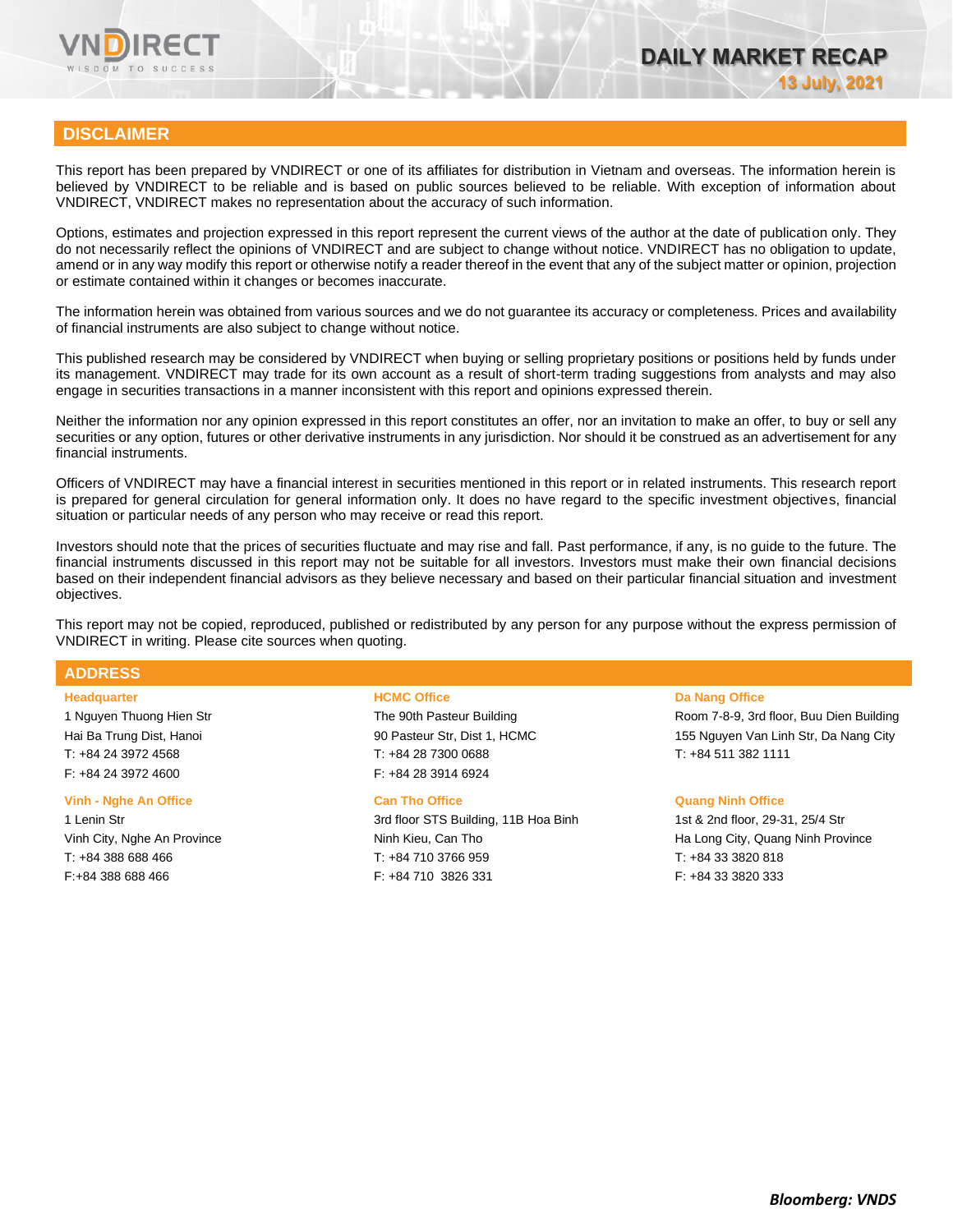## DISCLAIMER

This report has been prepared by VNDIRECT or one of its affiliates for distribution in Vietnam and overseas. The information herein is believed by VNDIRECT to be reliable and is based on public sources believed to be reliable. With exception of information about VNDIRECT, VNDIRECT makes no representation about the accuracy of such information.

Options, estimates and projection expressed in this report represent the current views of the author at the date of publication only. They do not necessarily reflect the opinions of VNDIRECT and are subject to change without notice. VNDIRECT has no obligation to update, amend or in any way modify this report or otherwise notify a reader thereof in the event that any of the subject matter or opinion, projection or estimate contained within it changes or becomes inaccurate.

The information herein was obtained from various sources and we do not guarantee its accuracy or completeness. Prices and availability of financial instruments are also subject to change without notice.

This published research may be considered by VNDIRECT when buying or selling proprietary positions or positions held by funds under its management. VNDIRECT may trade for its own account as a result of short-term trading suggestions from analysts and may also engage in securities transactions in a manner inconsistent with this report and opinions expressed therein.

Neither the information nor any opinion expressed in this report constitutes an offer, nor an invitation to make an offer, to buy or sell any securities or any option, futures or other derivative instruments in any jurisdiction. Nor should it be construed as an advertisement for any financial instruments.

Officers of VNDIRECT may have a financial interest in securities mentioned in this report or in related instruments. This research report is prepared for general circulation for general information only. It does no have regard to the specific investment objectives, financial situation or particular needs of any person who may receive or read this report.

Investors should note that the prices of securities fluctuate and may rise and fall. Past performance, if any, is no guide to the future. The financial instruments discussed in this report may not be suitable for all investors. Investors must make their own financial decisions based on their independent financial advisors as they believe necessary and based on their particular financial situation and investment objectives.

This report may not be copied, reproduced, published or redistributed by any person for any purpose without the express permission of VNDIRECT in writing. Please cite sources when quoting.

## ADDRESS

**Headquarter**
1 Nguyen Thuong Hien Str
Hai Ba Trung Dist, Hanoi
T: +84 24 3972 4568
F: +84 24 3972 4600

**HCMC Office**
The 90th Pasteur Building
90 Pasteur Str, Dist 1, HCMC
T: +84 28 7300 0688
F: +84 28 3914 6924

**Da Nang Office**
Room 7-8-9, 3rd floor, Buu Dien Building
155 Nguyen Van Linh Str, Da Nang City
T: +84 511 382 1111

**Vinh - Nghe An Office**
1 Lenin Str
Vinh City, Nghe An Province
T: +84 388 688 466
F:+84 388 688 466

**Can Tho Office**
3rd floor STS Building, 11B Hoa Binh
Ninh Kieu, Can Tho
T: +84 710 3766 959
F: +84 710 3826 331

**Quang Ninh Office**
1st & 2nd floor, 29-31, 25/4 Str
Ha Long City, Quang Ninh Province
T: +84 33 3820 818
F: +84 33 3820 333

***Bloomberg: VNDS***